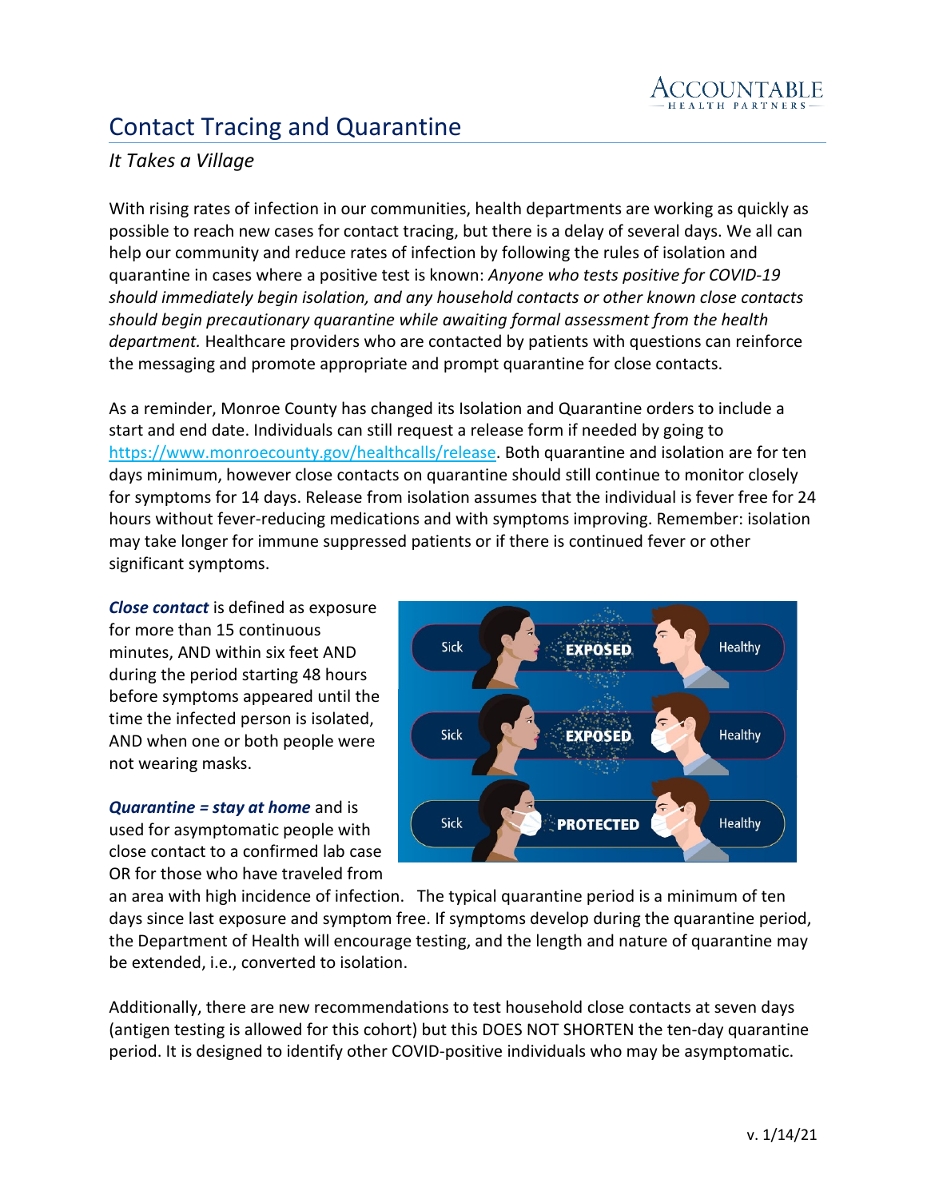# Contact Tracing and Quarantine

*It Takes a Village*

With rising rates of infection in our communities, health departments are working as quickly as possible to reach new cases for contact tracing, but there is a delay of several days. We all can help our community and reduce rates of infection by following the rules of isolation and quarantine in cases where a positive test is known: *Anyone who tests positive for COVID-19 should immediately begin isolation, and any household contacts or other known close contacts should begin precautionary quarantine while awaiting formal assessment from the health department.* Healthcare providers who are contacted by patients with questions can reinforce the messaging and promote appropriate and prompt quarantine for close contacts.

As a reminder, Monroe County has changed its Isolation and Quarantine orders to include a start and end date. Individuals can still request a release form if needed by going to https://www.monroecounty.gov/healthcalls/release. Both quarantine and isolation are for ten days minimum, however close contacts on quarantine should still continue to monitor closely for symptoms for 14 days. Release from isolation assumes that the individual is fever free for 24 hours without fever-reducing medications and with symptoms improving. Remember: isolation may take longer for immune suppressed patients or if there is continued fever or other significant symptoms.

***Close contact*** is defined as exposure for more than 15 continuous minutes, AND within six feet AND during the period starting 48 hours before symptoms appeared until the time the infected person is isolated, AND when one or both people were not wearing masks.

***Quarantine = stay at home*** and is used for asymptomatic people with close contact to a confirmed lab case OR for those who have traveled from an area with high incidence of infection. The typical quarantine period is a minimum of ten days since last exposure and symptom free. If symptoms develop during the quarantine period, the Department of Health will encourage testing, and the length and nature of quarantine may be extended, i.e., converted to isolation.

Additionally, there are new recommendations to test household close contacts at seven days (antigen testing is allowed for this cohort) but this DOES NOT SHORTEN the ten-day quarantine period. It is designed to identify other COVID-positive individuals who may be asymptomatic.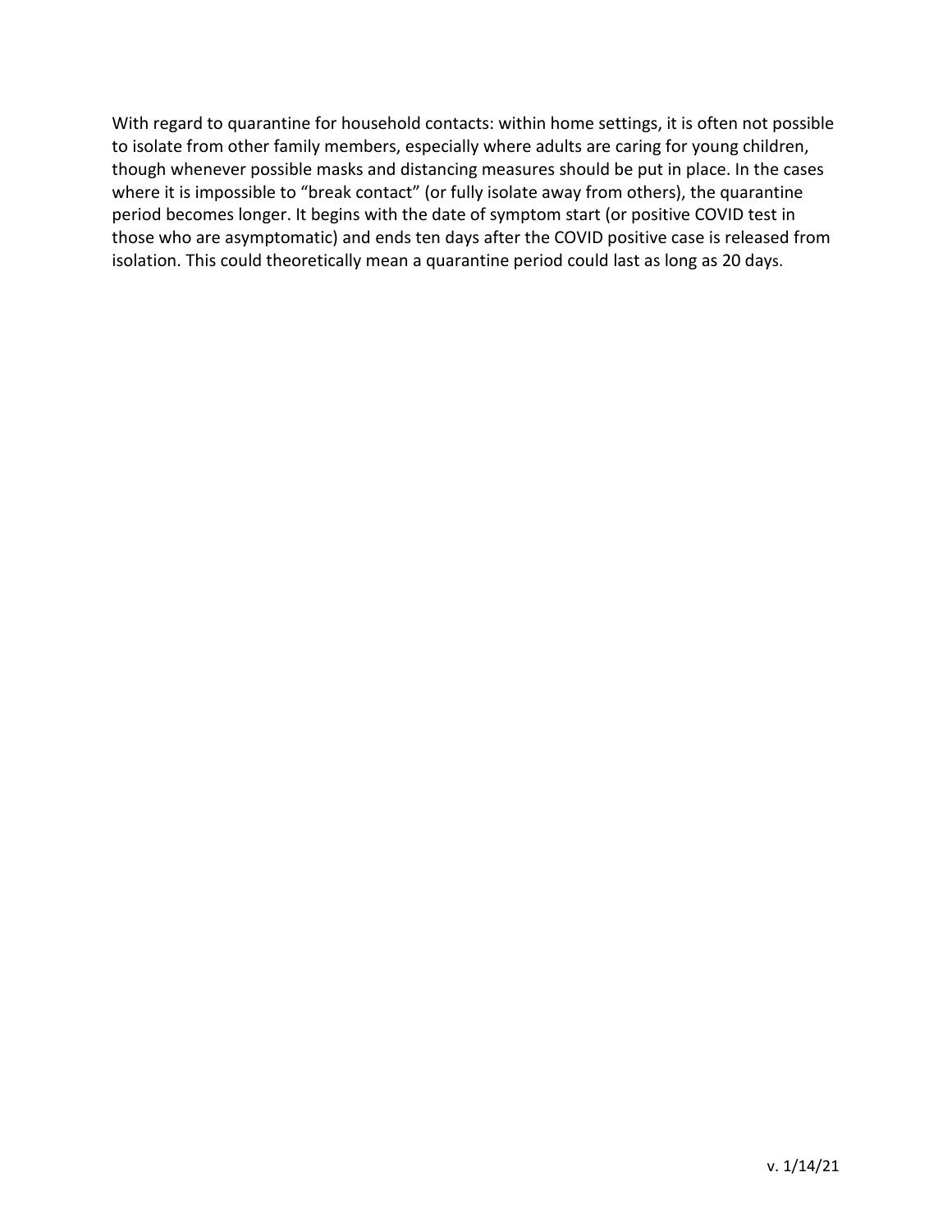With regard to quarantine for household contacts: within home settings, it is often not possible to isolate from other family members, especially where adults are caring for young children, though whenever possible masks and distancing measures should be put in place. In the cases where it is impossible to "break contact" (or fully isolate away from others), the quarantine period becomes longer. It begins with the date of symptom start (or positive COVID test in those who are asymptomatic) and ends ten days after the COVID positive case is released from isolation. This could theoretically mean a quarantine period could last as long as 20 days.

v. 1/14/21